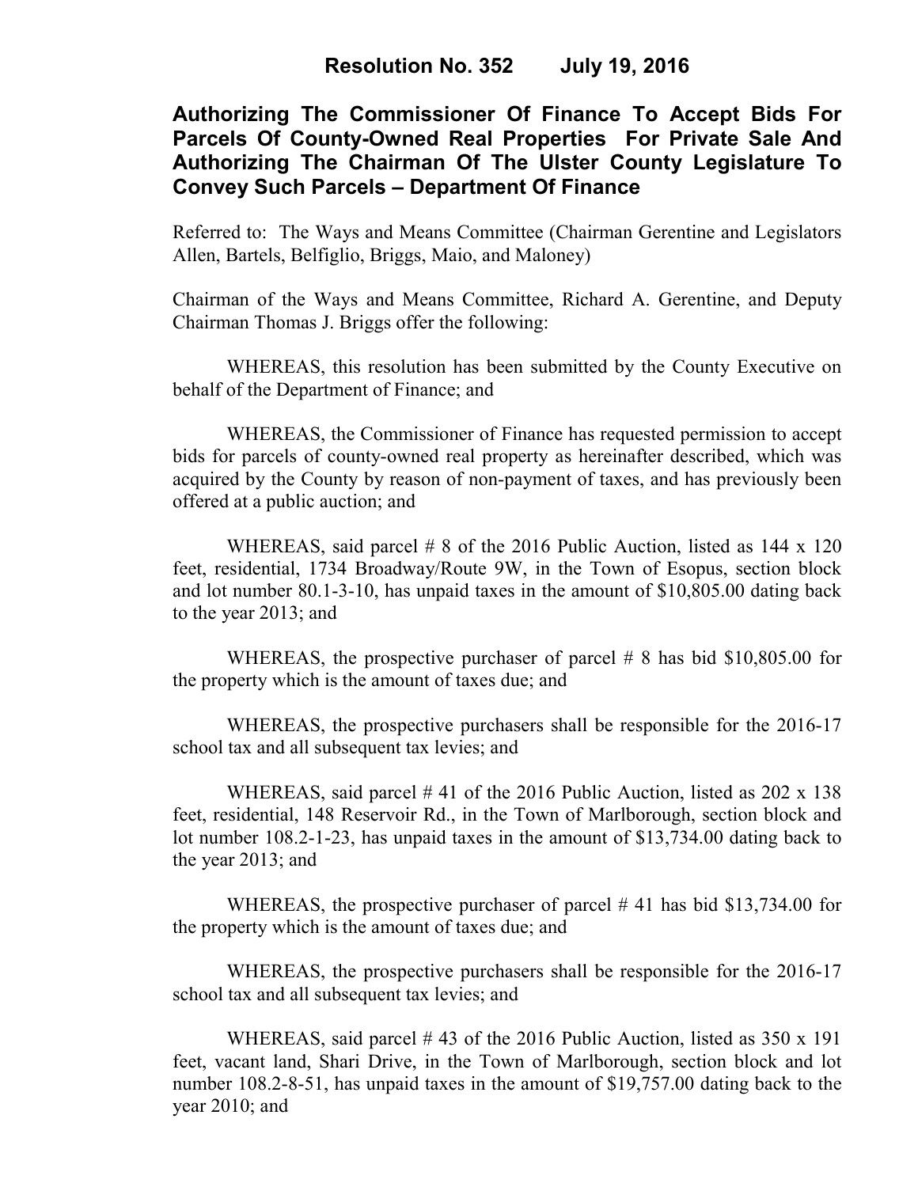# Resolution No. 352 July 19, 2016

## Authorizing The Commissioner Of Finance To Accept Bids For Parcels Of County-Owned Real Properties For Private Sale And Authorizing The Chairman Of The Ulster County Legislature To Convey Such Parcels – Department Of Finance

Referred to: The Ways and Means Committee (Chairman Gerentine and Legislators Allen, Bartels, Belfiglio, Briggs, Maio, and Maloney)

Chairman of the Ways and Means Committee, Richard A. Gerentine, and Deputy Chairman Thomas J. Briggs offer the following:

WHEREAS, this resolution has been submitted by the County Executive on behalf of the Department of Finance; and

WHEREAS, the Commissioner of Finance has requested permission to accept bids for parcels of county-owned real property as hereinafter described, which was acquired by the County by reason of non-payment of taxes, and has previously been offered at a public auction; and

WHEREAS, said parcel # 8 of the 2016 Public Auction, listed as 144 x 120 feet, residential, 1734 Broadway/Route 9W, in the Town of Esopus, section block and lot number 80.1-3-10, has unpaid taxes in the amount of $10,805.00 dating back to the year 2013; and

WHEREAS, the prospective purchaser of parcel # 8 has bid $10,805.00 for the property which is the amount of taxes due; and

WHEREAS, the prospective purchasers shall be responsible for the 2016-17 school tax and all subsequent tax levies; and

WHEREAS, said parcel # 41 of the 2016 Public Auction, listed as 202 x 138 feet, residential, 148 Reservoir Rd., in the Town of Marlborough, section block and lot number 108.2-1-23, has unpaid taxes in the amount of $13,734.00 dating back to the year 2013; and

WHEREAS, the prospective purchaser of parcel # 41 has bid $13,734.00 for the property which is the amount of taxes due; and

WHEREAS, the prospective purchasers shall be responsible for the 2016-17 school tax and all subsequent tax levies; and

WHEREAS, said parcel # 43 of the 2016 Public Auction, listed as 350 x 191 feet, vacant land, Shari Drive, in the Town of Marlborough, section block and lot number 108.2-8-51, has unpaid taxes in the amount of $19,757.00 dating back to the year 2010; and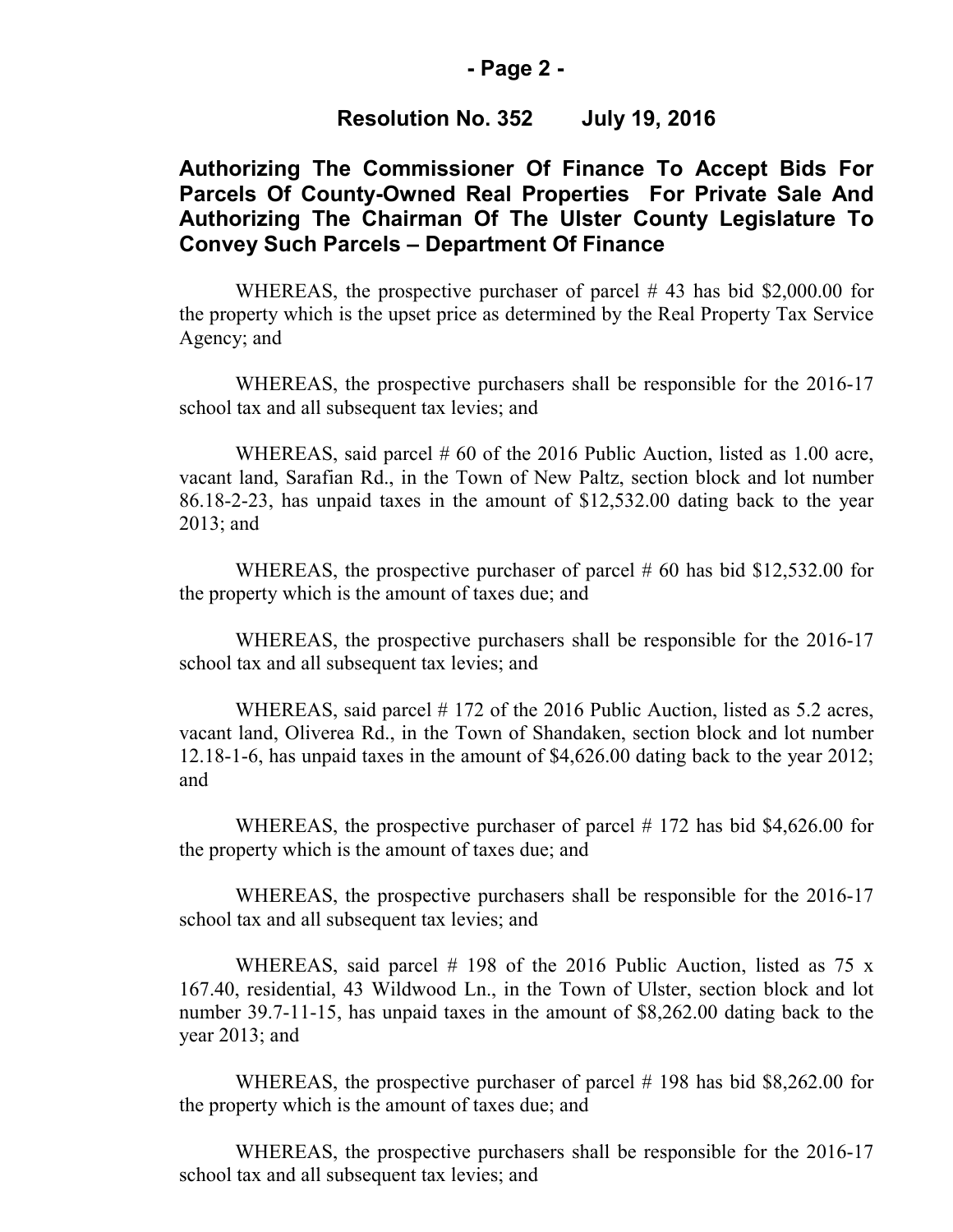**Resolution No. 352 July 19, 2016**

**Authorizing The Commissioner Of Finance To Accept Bids For Parcels Of County-Owned Real Properties For Private Sale And Authorizing The Chairman Of The Ulster County Legislature To Convey Such Parcels – Department Of Finance**

WHEREAS, the prospective purchaser of parcel # 43 has bid $2,000.00 for the property which is the upset price as determined by the Real Property Tax Service Agency; and

WHEREAS, the prospective purchasers shall be responsible for the 2016-17 school tax and all subsequent tax levies; and

WHEREAS, said parcel # 60 of the 2016 Public Auction, listed as 1.00 acre, vacant land, Sarafian Rd., in the Town of New Paltz, section block and lot number 86.18-2-23, has unpaid taxes in the amount of $12,532.00 dating back to the year 2013; and

WHEREAS, the prospective purchaser of parcel # 60 has bid $12,532.00 for the property which is the amount of taxes due; and

WHEREAS, the prospective purchasers shall be responsible for the 2016-17 school tax and all subsequent tax levies; and

WHEREAS, said parcel # 172 of the 2016 Public Auction, listed as 5.2 acres, vacant land, Oliverea Rd., in the Town of Shandaken, section block and lot number 12.18-1-6, has unpaid taxes in the amount of $4,626.00 dating back to the year 2012; and

WHEREAS, the prospective purchaser of parcel # 172 has bid $4,626.00 for the property which is the amount of taxes due; and

WHEREAS, the prospective purchasers shall be responsible for the 2016-17 school tax and all subsequent tax levies; and

WHEREAS, said parcel # 198 of the 2016 Public Auction, listed as 75 x 167.40, residential, 43 Wildwood Ln., in the Town of Ulster, section block and lot number 39.7-11-15, has unpaid taxes in the amount of $8,262.00 dating back to the year 2013; and

WHEREAS, the prospective purchaser of parcel # 198 has bid $8,262.00 for the property which is the amount of taxes due; and

WHEREAS, the prospective purchasers shall be responsible for the 2016-17 school tax and all subsequent tax levies; and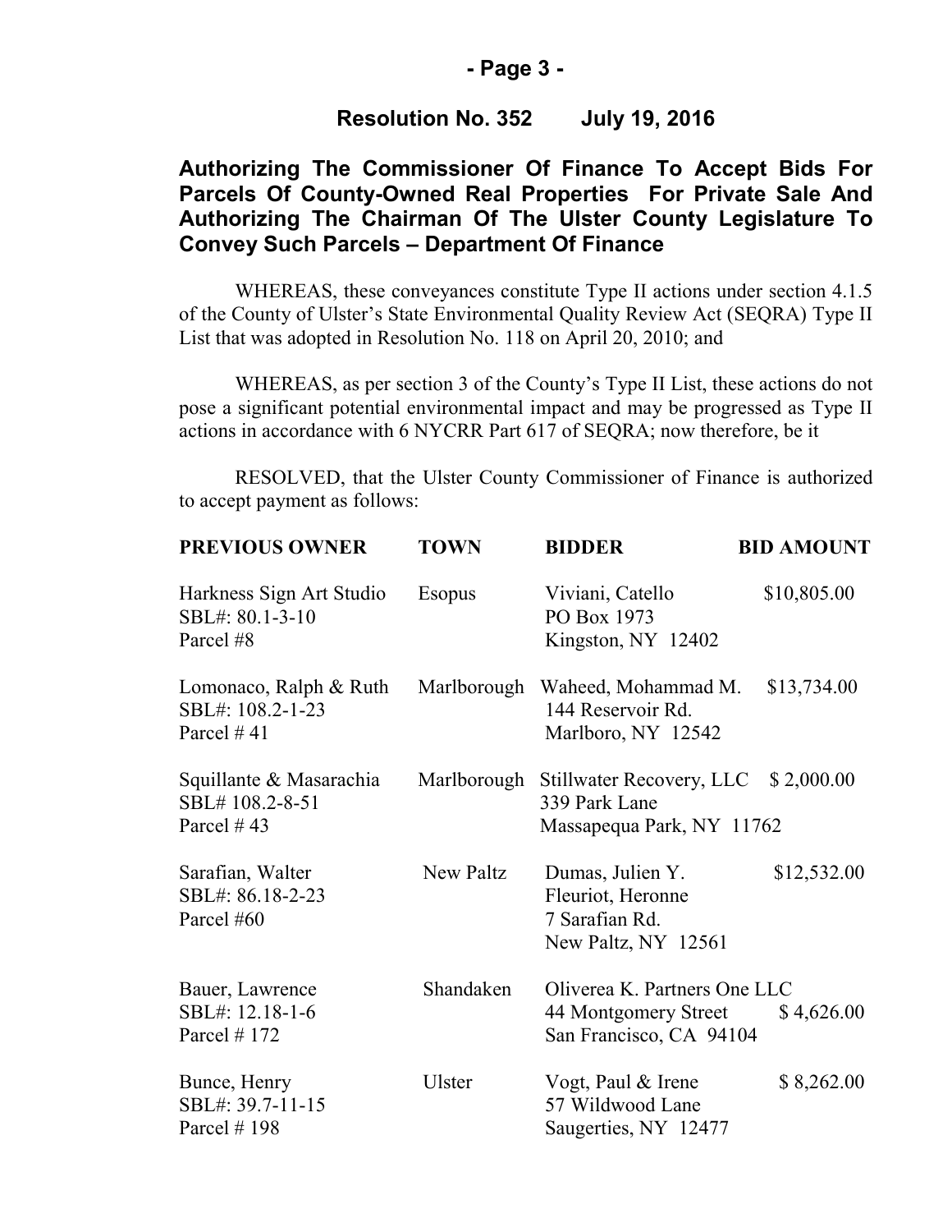**Resolution No. 352 July 19, 2016**

## Authorizing The Commissioner Of Finance To Accept Bids For Parcels Of County-Owned Real Properties For Private Sale And Authorizing The Chairman Of The Ulster County Legislature To Convey Such Parcels – Department Of Finance

WHEREAS, these conveyances constitute Type II actions under section 4.1.5 of the County of Ulster's State Environmental Quality Review Act (SEQRA) Type II List that was adopted in Resolution No. 118 on April 20, 2010; and

WHEREAS, as per section 3 of the County's Type II List, these actions do not pose a significant potential environmental impact and may be progressed as Type II actions in accordance with 6 NYCRR Part 617 of SEQRA; now therefore, be it

RESOLVED, that the Ulster County Commissioner of Finance is authorized to accept payment as follows:

| PREVIOUS OWNER | TOWN | BIDDER | BID AMOUNT |
|---|---|---|---|
| Harkness Sign Art Studio<br>SBL#: 80.1-3-10<br>Parcel #8 | Esopus | Viviani, Catello<br>PO Box 1973<br>Kingston, NY 12402 | $10,805.00 |
| Lomonaco, Ralph & Ruth<br>SBL#: 108.2-1-23<br>Parcel # 41 | Marlborough | Waheed, Mohammad M.<br>144 Reservoir Rd.<br>Marlboro, NY 12542 | $13,734.00 |
| Squillante & Masarachia<br>SBL# 108.2-8-51<br>Parcel # 43 | Marlborough | Stillwater Recovery, LLC<br>339 Park Lane<br>Massapequa Park, NY 11762 | $ 2,000.00 |
| Sarafian, Walter<br>SBL#: 86.18-2-23<br>Parcel #60 | New Paltz | Dumas, Julien Y.<br>Fleuriot, Heronne<br>7 Sarafian Rd.<br>New Paltz, NY 12561 | $12,532.00 |
| Bauer, Lawrence<br>SBL#: 12.18-1-6<br>Parcel # 172 | Shandaken | Oliverea K. Partners One LLC<br>44 Montgomery Street<br>San Francisco, CA 94104 | $ 4,626.00 |
| Bunce, Henry<br>SBL#: 39.7-11-15<br>Parcel # 198 | Ulster | Vogt, Paul & Irene<br>57 Wildwood Lane<br>Saugerties, NY 12477 | $ 8,262.00 |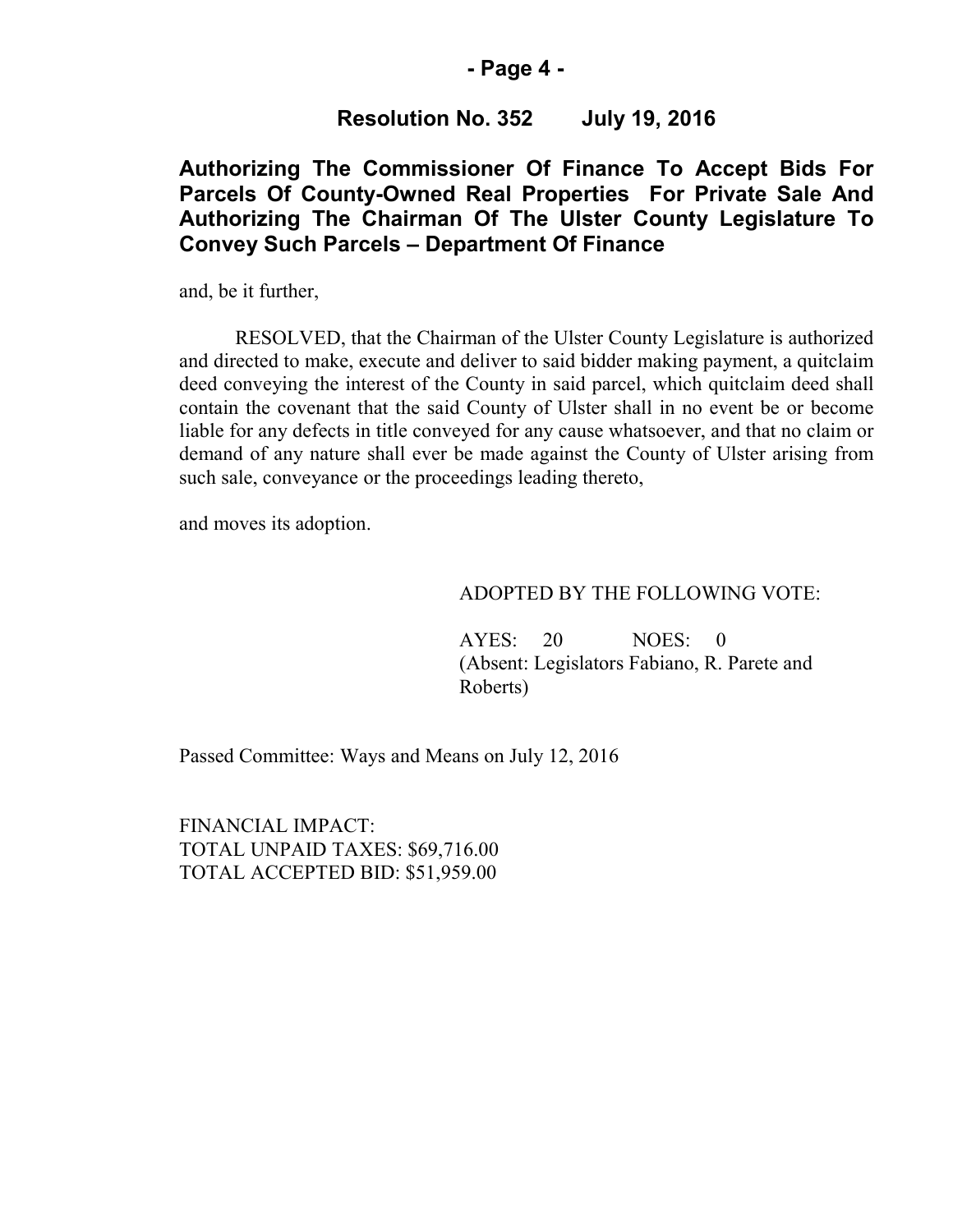**Resolution No. 352 July 19, 2016**

**Authorizing The Commissioner Of Finance To Accept Bids For Parcels Of County-Owned Real Properties For Private Sale And Authorizing The Chairman Of The Ulster County Legislature To Convey Such Parcels – Department Of Finance**

and, be it further,

RESOLVED, that the Chairman of the Ulster County Legislature is authorized and directed to make, execute and deliver to said bidder making payment, a quitclaim deed conveying the interest of the County in said parcel, which quitclaim deed shall contain the covenant that the said County of Ulster shall in no event be or become liable for any defects in title conveyed for any cause whatsoever, and that no claim or demand of any nature shall ever be made against the County of Ulster arising from such sale, conveyance or the proceedings leading thereto,

and moves its adoption.

ADOPTED BY THE FOLLOWING VOTE:

AYES: 20 NOES: 0
(Absent: Legislators Fabiano, R. Parete and Roberts)

Passed Committee: Ways and Means on July 12, 2016

FINANCIAL IMPACT:
TOTAL UNPAID TAXES: $69,716.00
TOTAL ACCEPTED BID: $51,959.00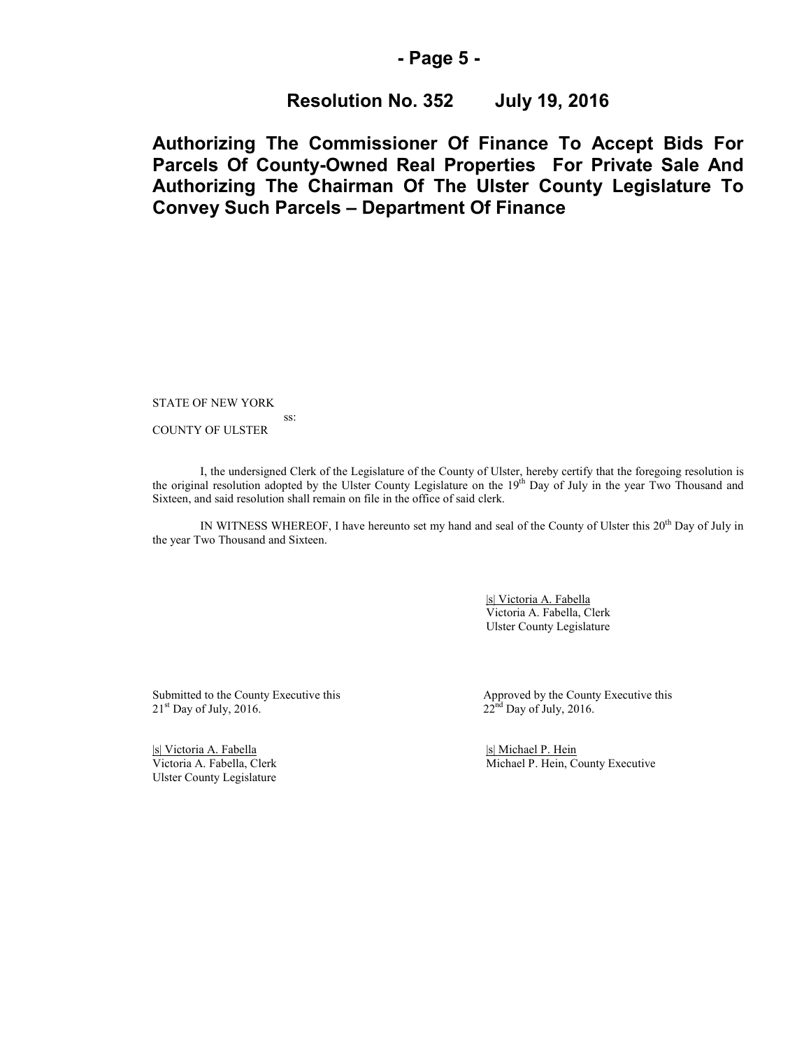## Resolution No. 352 July 19, 2016

# Authorizing The Commissioner Of Finance To Accept Bids For Parcels Of County-Owned Real Properties For Private Sale And Authorizing The Chairman Of The Ulster County Legislature To Convey Such Parcels – Department Of Finance

STATE OF NEW YORK
ss:
COUNTY OF ULSTER

I, the undersigned Clerk of the Legislature of the County of Ulster, hereby certify that the foregoing resolution is the original resolution adopted by the Ulster County Legislature on the 19th Day of July in the year Two Thousand and Sixteen, and said resolution shall remain on file in the office of said clerk.

IN WITNESS WHEREOF, I have hereunto set my hand and seal of the County of Ulster this 20th Day of July in the year Two Thousand and Sixteen.

|s| Victoria A. Fabella
Victoria A. Fabella, Clerk
Ulster County Legislature

Submitted to the County Executive this 21st Day of July, 2016.

|s| Victoria A. Fabella
Victoria A. Fabella, Clerk
Ulster County Legislature

Approved by the County Executive this 22nd Day of July, 2016.

|s| Michael P. Hein
Michael P. Hein, County Executive